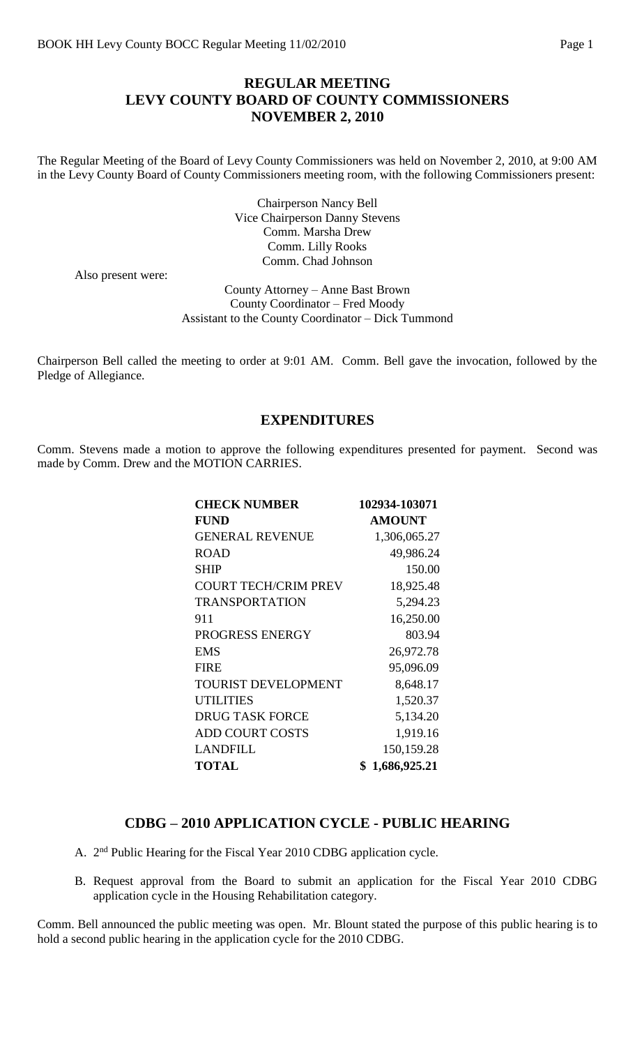# REGULAR MEETING
# LEVY COUNTY BOARD OF COUNTY COMMISSIONERS
# NOVEMBER 2, 2010

The Regular Meeting of the Board of Levy County Commissioners was held on November 2, 2010, at 9:00 AM in the Levy County Board of County Commissioners meeting room, with the following Commissioners present:

Chairperson Nancy Bell
Vice Chairperson Danny Stevens
Comm. Marsha Drew
Comm. Lilly Rooks
Comm. Chad Johnson

Also present were:

County Attorney – Anne Bast Brown
County Coordinator – Fred Moody
Assistant to the County Coordinator – Dick Tummond

Chairperson Bell called the meeting to order at 9:01 AM. Comm. Bell gave the invocation, followed by the Pledge of Allegiance.

## EXPENDITURES

Comm. Stevens made a motion to approve the following expenditures presented for payment. Second was made by Comm. Drew and the MOTION CARRIES.

| CHECK NUMBER | 102934-103071 |
|---|---|
| **FUND** | **AMOUNT** |
| GENERAL REVENUE | 1,306,065.27 |
| ROAD | 49,986.24 |
| SHIP | 150.00 |
| COURT TECH/CRIM PREV | 18,925.48 |
| TRANSPORTATION | 5,294.23 |
| 911 | 16,250.00 |
| PROGRESS ENERGY | 803.94 |
| EMS | 26,972.78 |
| FIRE | 95,096.09 |
| TOURIST DEVELOPMENT | 8,648.17 |
| UTILITIES | 1,520.37 |
| DRUG TASK FORCE | 5,134.20 |
| ADD COURT COSTS | 1,919.16 |
| LANDFILL | 150,159.28 |
| **TOTAL** | **$ 1,686,925.21** |

## CDBG – 2010 APPLICATION CYCLE - PUBLIC HEARING

A. 2nd Public Hearing for the Fiscal Year 2010 CDBG application cycle.

B. Request approval from the Board to submit an application for the Fiscal Year 2010 CDBG application cycle in the Housing Rehabilitation category.

Comm. Bell announced the public meeting was open. Mr. Blount stated the purpose of this public hearing is to hold a second public hearing in the application cycle for the 2010 CDBG.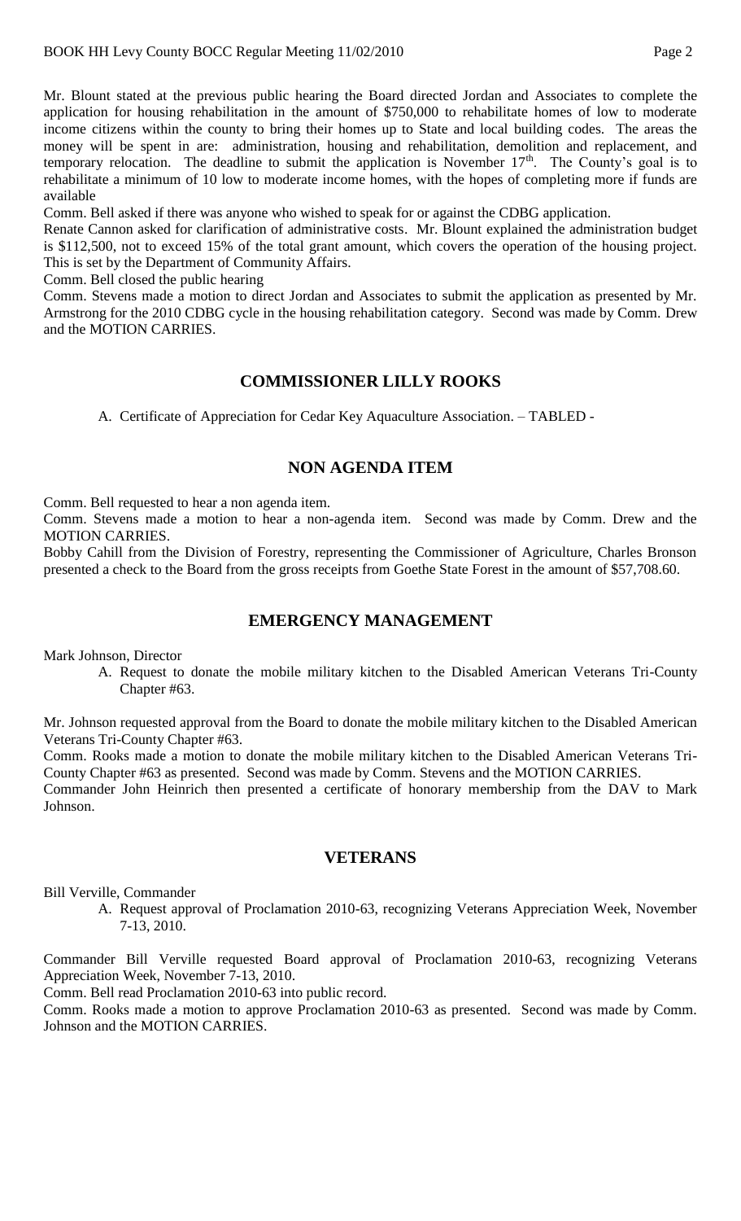Mr. Blount stated at the previous public hearing the Board directed Jordan and Associates to complete the application for housing rehabilitation in the amount of $750,000 to rehabilitate homes of low to moderate income citizens within the county to bring their homes up to State and local building codes. The areas the money will be spent in are: administration, housing and rehabilitation, demolition and replacement, and temporary relocation. The deadline to submit the application is November 17th. The County's goal is to rehabilitate a minimum of 10 low to moderate income homes, with the hopes of completing more if funds are available

Comm. Bell asked if there was anyone who wished to speak for or against the CDBG application.

Renate Cannon asked for clarification of administrative costs. Mr. Blount explained the administration budget is $112,500, not to exceed 15% of the total grant amount, which covers the operation of the housing project. This is set by the Department of Community Affairs.

Comm. Bell closed the public hearing

Comm. Stevens made a motion to direct Jordan and Associates to submit the application as presented by Mr. Armstrong for the 2010 CDBG cycle in the housing rehabilitation category. Second was made by Comm. Drew and the MOTION CARRIES.

## COMMISSIONER LILLY ROOKS

A. Certificate of Appreciation for Cedar Key Aquaculture Association. – TABLED -

## NON AGENDA ITEM

Comm. Bell requested to hear a non agenda item.

Comm. Stevens made a motion to hear a non-agenda item. Second was made by Comm. Drew and the MOTION CARRIES.

Bobby Cahill from the Division of Forestry, representing the Commissioner of Agriculture, Charles Bronson presented a check to the Board from the gross receipts from Goethe State Forest in the amount of $57,708.60.

## EMERGENCY MANAGEMENT

Mark Johnson, Director

A. Request to donate the mobile military kitchen to the Disabled American Veterans Tri-County Chapter #63.

Mr. Johnson requested approval from the Board to donate the mobile military kitchen to the Disabled American Veterans Tri-County Chapter #63.

Comm. Rooks made a motion to donate the mobile military kitchen to the Disabled American Veterans Tri-County Chapter #63 as presented. Second was made by Comm. Stevens and the MOTION CARRIES.

Commander John Heinrich then presented a certificate of honorary membership from the DAV to Mark Johnson.

## VETERANS

Bill Verville, Commander

A. Request approval of Proclamation 2010-63, recognizing Veterans Appreciation Week, November 7-13, 2010.

Commander Bill Verville requested Board approval of Proclamation 2010-63, recognizing Veterans Appreciation Week, November 7-13, 2010.

Comm. Bell read Proclamation 2010-63 into public record.

Comm. Rooks made a motion to approve Proclamation 2010-63 as presented. Second was made by Comm. Johnson and the MOTION CARRIES.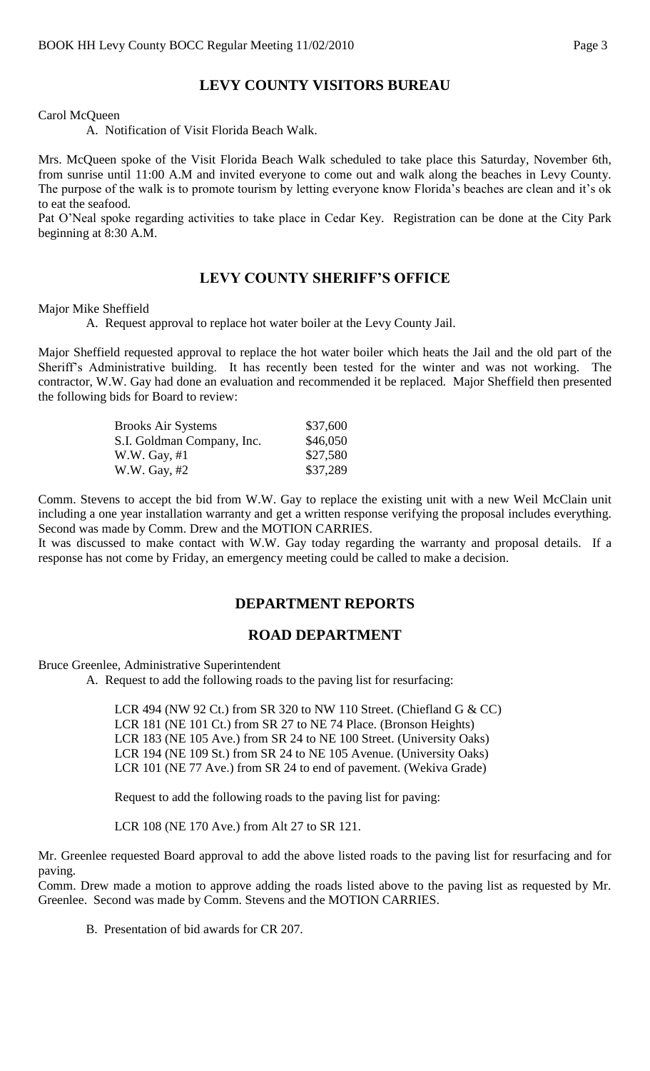## LEVY COUNTY VISITORS BUREAU

Carol McQueen

A. Notification of Visit Florida Beach Walk.

Mrs. McQueen spoke of the Visit Florida Beach Walk scheduled to take place this Saturday, November 6th, from sunrise until 11:00 A.M and invited everyone to come out and walk along the beaches in Levy County. The purpose of the walk is to promote tourism by letting everyone know Florida's beaches are clean and it's ok to eat the seafood.

Pat O'Neal spoke regarding activities to take place in Cedar Key. Registration can be done at the City Park beginning at 8:30 A.M.

## LEVY COUNTY SHERIFF'S OFFICE

Major Mike Sheffield

A. Request approval to replace hot water boiler at the Levy County Jail.

Major Sheffield requested approval to replace the hot water boiler which heats the Jail and the old part of the Sheriff's Administrative building. It has recently been tested for the winter and was not working. The contractor, W.W. Gay had done an evaluation and recommended it be replaced. Major Sheffield then presented the following bids for Board to review:

| | |
|---|---|
| Brooks Air Systems | $37,600 |
| S.I. Goldman Company, Inc. | $46,050 |
| W.W. Gay, #1 | $27,580 |
| W.W. Gay, #2 | $37,289 |

Comm. Stevens to accept the bid from W.W. Gay to replace the existing unit with a new Weil McClain unit including a one year installation warranty and get a written response verifying the proposal includes everything. Second was made by Comm. Drew and the MOTION CARRIES.

It was discussed to make contact with W.W. Gay today regarding the warranty and proposal details. If a response has not come by Friday, an emergency meeting could be called to make a decision.

## DEPARTMENT REPORTS

## ROAD DEPARTMENT

Bruce Greenlee, Administrative Superintendent

A. Request to add the following roads to the paving list for resurfacing:

LCR 494 (NW 92 Ct.) from SR 320 to NW 110 Street. (Chiefland G & CC)
LCR 181 (NE 101 Ct.) from SR 27 to NE 74 Place. (Bronson Heights)
LCR 183 (NE 105 Ave.) from SR 24 to NE 100 Street. (University Oaks)
LCR 194 (NE 109 St.) from SR 24 to NE 105 Avenue. (University Oaks)
LCR 101 (NE 77 Ave.) from SR 24 to end of pavement. (Wekiva Grade)

Request to add the following roads to the paving list for paving:

LCR 108 (NE 170 Ave.) from Alt 27 to SR 121.

Mr. Greenlee requested Board approval to add the above listed roads to the paving list for resurfacing and for paving.

Comm. Drew made a motion to approve adding the roads listed above to the paving list as requested by Mr. Greenlee. Second was made by Comm. Stevens and the MOTION CARRIES.

B. Presentation of bid awards for CR 207.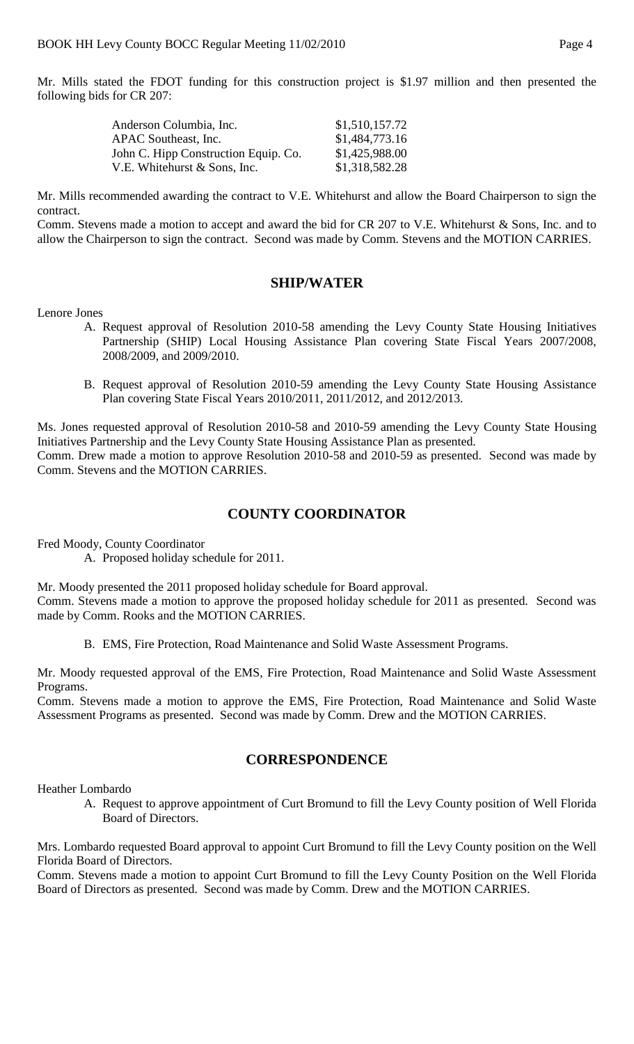Mr. Mills stated the FDOT funding for this construction project is $1.97 million and then presented the following bids for CR 207:

| | |
|---|---|
| Anderson Columbia, Inc. | $1,510,157.72 |
| APAC Southeast, Inc. | $1,484,773.16 |
| John C. Hipp Construction Equip. Co. | $1,425,988.00 |
| V.E. Whitehurst & Sons, Inc. | $1,318,582.28 |

Mr. Mills recommended awarding the contract to V.E. Whitehurst and allow the Board Chairperson to sign the contract.

Comm. Stevens made a motion to accept and award the bid for CR 207 to V.E. Whitehurst & Sons, Inc. and to allow the Chairperson to sign the contract. Second was made by Comm. Stevens and the MOTION CARRIES.

## SHIP/WATER

Lenore Jones

A. Request approval of Resolution 2010-58 amending the Levy County State Housing Initiatives Partnership (SHIP) Local Housing Assistance Plan covering State Fiscal Years 2007/2008, 2008/2009, and 2009/2010.

B. Request approval of Resolution 2010-59 amending the Levy County State Housing Assistance Plan covering State Fiscal Years 2010/2011, 2011/2012, and 2012/2013.

Ms. Jones requested approval of Resolution 2010-58 and 2010-59 amending the Levy County State Housing Initiatives Partnership and the Levy County State Housing Assistance Plan as presented.

Comm. Drew made a motion to approve Resolution 2010-58 and 2010-59 as presented. Second was made by Comm. Stevens and the MOTION CARRIES.

## COUNTY COORDINATOR

Fred Moody, County Coordinator

A. Proposed holiday schedule for 2011.

Mr. Moody presented the 2011 proposed holiday schedule for Board approval.

Comm. Stevens made a motion to approve the proposed holiday schedule for 2011 as presented. Second was made by Comm. Rooks and the MOTION CARRIES.

B. EMS, Fire Protection, Road Maintenance and Solid Waste Assessment Programs.

Mr. Moody requested approval of the EMS, Fire Protection, Road Maintenance and Solid Waste Assessment Programs.

Comm. Stevens made a motion to approve the EMS, Fire Protection, Road Maintenance and Solid Waste Assessment Programs as presented. Second was made by Comm. Drew and the MOTION CARRIES.

## CORRESPONDENCE

Heather Lombardo

A. Request to approve appointment of Curt Bromund to fill the Levy County position of Well Florida Board of Directors.

Mrs. Lombardo requested Board approval to appoint Curt Bromund to fill the Levy County position on the Well Florida Board of Directors.

Comm. Stevens made a motion to appoint Curt Bromund to fill the Levy County Position on the Well Florida Board of Directors as presented. Second was made by Comm. Drew and the MOTION CARRIES.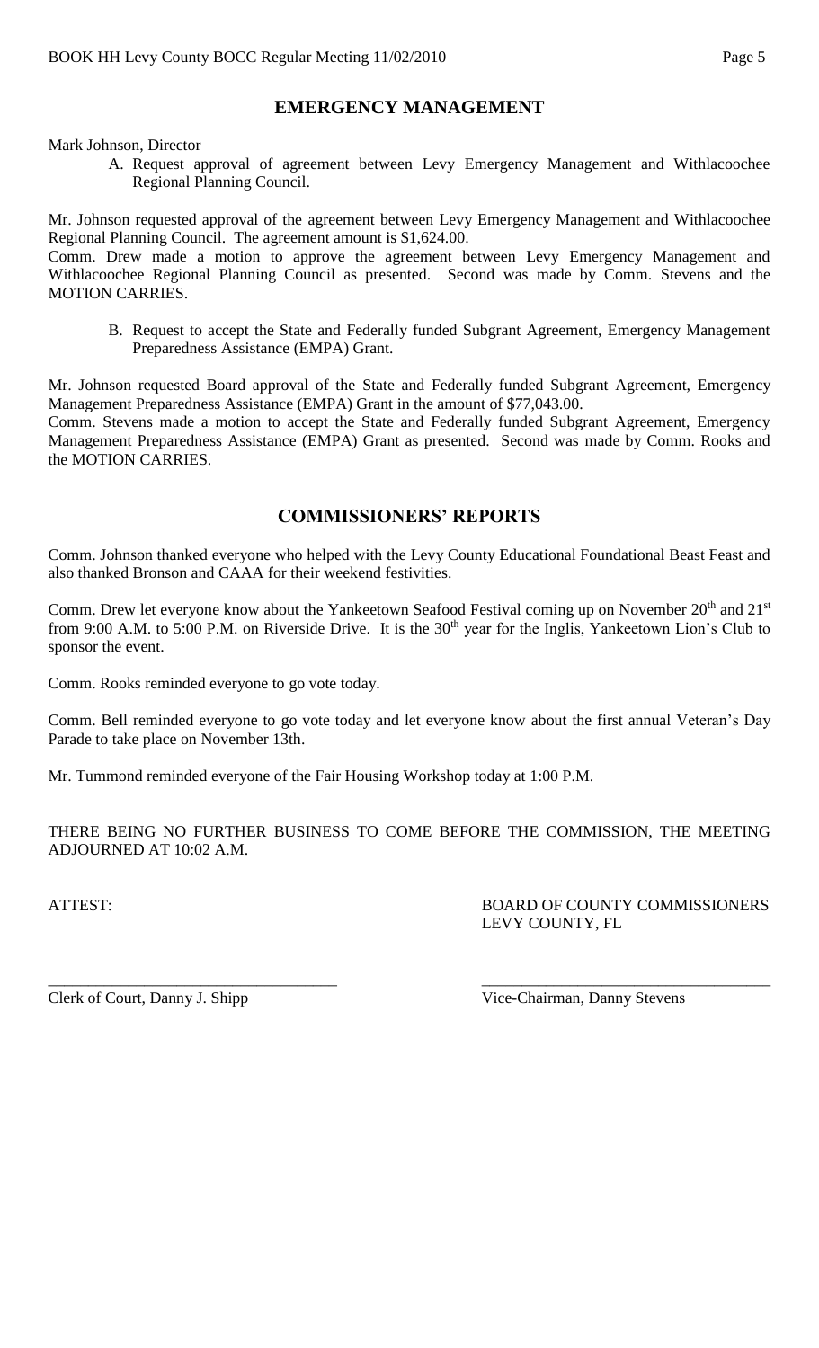## EMERGENCY MANAGEMENT

Mark Johnson, Director

A. Request approval of agreement between Levy Emergency Management and Withlacoochee Regional Planning Council.

Mr. Johnson requested approval of the agreement between Levy Emergency Management and Withlacoochee Regional Planning Council. The agreement amount is $1,624.00.
Comm. Drew made a motion to approve the agreement between Levy Emergency Management and Withlacoochee Regional Planning Council as presented. Second was made by Comm. Stevens and the MOTION CARRIES.

B. Request to accept the State and Federally funded Subgrant Agreement, Emergency Management Preparedness Assistance (EMPA) Grant.

Mr. Johnson requested Board approval of the State and Federally funded Subgrant Agreement, Emergency Management Preparedness Assistance (EMPA) Grant in the amount of $77,043.00.
Comm. Stevens made a motion to accept the State and Federally funded Subgrant Agreement, Emergency Management Preparedness Assistance (EMPA) Grant as presented. Second was made by Comm. Rooks and the MOTION CARRIES.

## COMMISSIONERS' REPORTS

Comm. Johnson thanked everyone who helped with the Levy County Educational Foundational Beast Feast and also thanked Bronson and CAAA for their weekend festivities.

Comm. Drew let everyone know about the Yankeetown Seafood Festival coming up on November 20th and 21st from 9:00 A.M. to 5:00 P.M. on Riverside Drive. It is the 30th year for the Inglis, Yankeetown Lion's Club to sponsor the event.

Comm. Rooks reminded everyone to go vote today.

Comm. Bell reminded everyone to go vote today and let everyone know about the first annual Veteran's Day Parade to take place on November 13th.

Mr. Tummond reminded everyone of the Fair Housing Workshop today at 1:00 P.M.

THERE BEING NO FURTHER BUSINESS TO COME BEFORE THE COMMISSION, THE MEETING ADJOURNED AT 10:02 A.M.

ATTEST:

BOARD OF COUNTY COMMISSIONERS
LEVY COUNTY, FL

___________________________________
Clerk of Court, Danny J. Shipp

___________________________________
Vice-Chairman, Danny Stevens